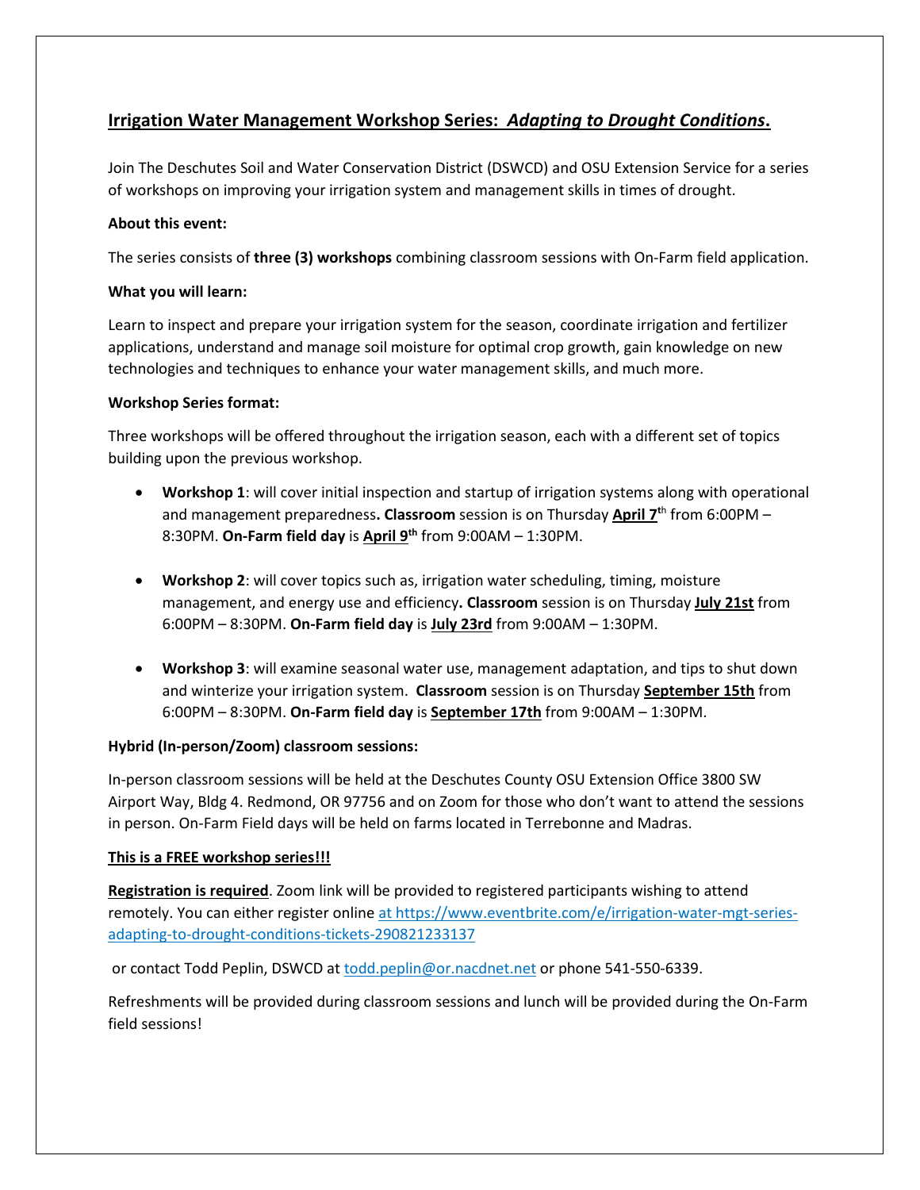## Irrigation Water Management Workshop Series: *Adapting to Drought Conditions*.

Join The Deschutes Soil and Water Conservation District (DSWCD) and OSU Extension Service for a series of workshops on improving your irrigation system and management skills in times of drought.

**About this event:**

The series consists of **three (3) workshops** combining classroom sessions with On-Farm field application.

**What you will learn:**

Learn to inspect and prepare your irrigation system for the season, coordinate irrigation and fertilizer applications, understand and manage soil moisture for optimal crop growth, gain knowledge on new technologies and techniques to enhance your water management skills, and much more.

**Workshop Series format:**

Three workshops will be offered throughout the irrigation season, each with a different set of topics building upon the previous workshop.

- **Workshop 1**: will cover initial inspection and startup of irrigation systems along with operational and management preparedness**. Classroom** session is on Thursday **April 7th** from 6:00PM – 8:30PM. **On-Farm field day** is **April 9th** from 9:00AM – 1:30PM.
- **Workshop 2**: will cover topics such as, irrigation water scheduling, timing, moisture management, and energy use and efficiency**. Classroom** session is on Thursday **July 21st** from 6:00PM – 8:30PM. **On-Farm field day** is **July 23rd** from 9:00AM – 1:30PM.
- **Workshop 3**: will examine seasonal water use, management adaptation, and tips to shut down and winterize your irrigation system. **Classroom** session is on Thursday **September 15th** from 6:00PM – 8:30PM. **On-Farm field day** is **September 17th** from 9:00AM – 1:30PM.

**Hybrid (In-person/Zoom) classroom sessions:**

In-person classroom sessions will be held at the Deschutes County OSU Extension Office 3800 SW Airport Way, Bldg 4. Redmond, OR 97756 and on Zoom for those who don't want to attend the sessions in person. On-Farm Field days will be held on farms located in Terrebonne and Madras.

**This is a FREE workshop series!!!**

**Registration is required**. Zoom link will be provided to registered participants wishing to attend remotely. You can either register online at https://www.eventbrite.com/e/irrigation-water-mgt-series-adapting-to-drought-conditions-tickets-290821233137

or contact Todd Peplin, DSWCD at todd.peplin@or.nacdnet.net or phone 541-550-6339.

Refreshments will be provided during classroom sessions and lunch will be provided during the On-Farm field sessions!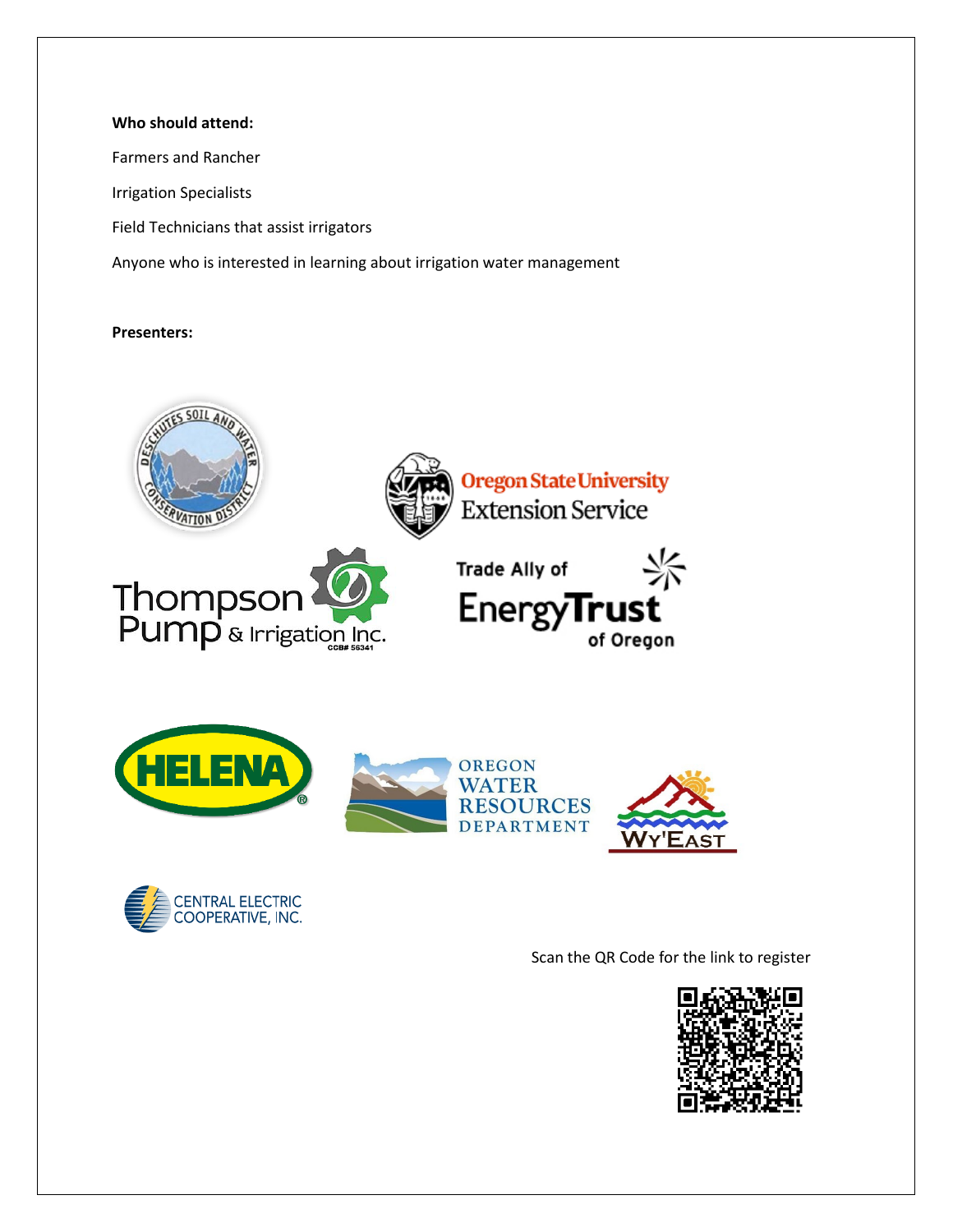**Who should attend:**

Farmers and Rancher

Irrigation Specialists

Field Technicians that assist irrigators

Anyone who is interested in learning about irrigation water management

**Presenters:**

Scan the QR Code for the link to register